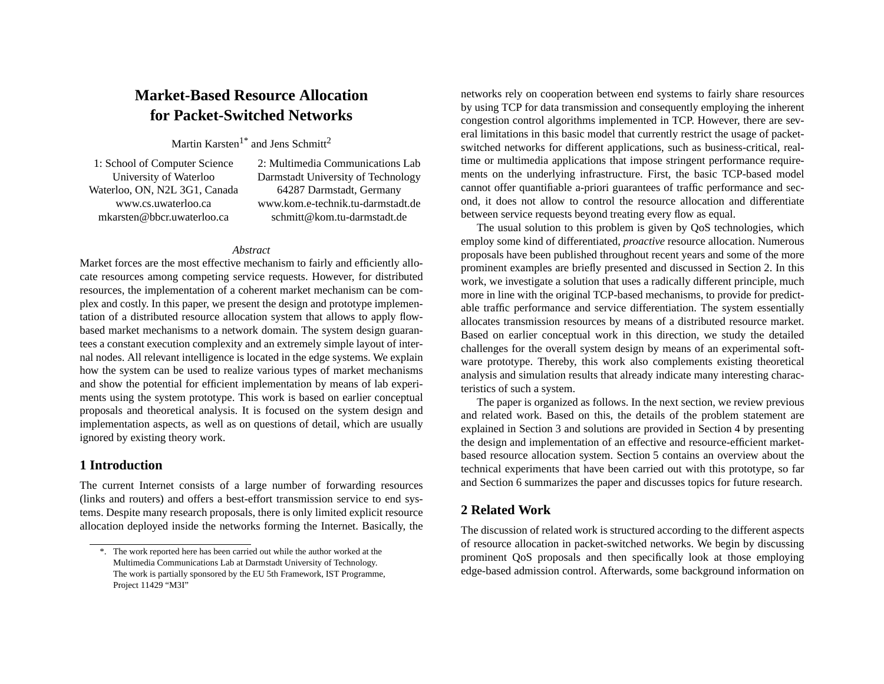# Market-Based Resource Allocation for Packet-Switched Networks

Martin Karsten[1*] and Jens Schmitt[2]

1: School of Computer Science
University of Waterloo
Waterloo, ON, N2L 3G1, Canada
www.cs.uwaterloo.ca
mkarsten@bbcr.uwaterloo.ca

2: Multimedia Communications Lab
Darmstadt University of Technology
64287 Darmstadt, Germany
www.kom.e-technik.tu-darmstadt.de
schmitt@kom.tu-darmstadt.de

*Abstract*

Market forces are the most effective mechanism to fairly and efficiently allocate resources among competing service requests. However, for distributed resources, the implementation of a coherent market mechanism can be complex and costly. In this paper, we present the design and prototype implementation of a distributed resource allocation system that allows to apply flow-based market mechanisms to a network domain. The system design guarantees a constant execution complexity and an extremely simple layout of internal nodes. All relevant intelligence is located in the edge systems. We explain how the system can be used to realize various types of market mechanisms and show the potential for efficient implementation by means of lab experiments using the system prototype. This work is based on earlier conceptual proposals and theoretical analysis. It is focused on the system design and implementation aspects, as well as on questions of detail, which are usually ignored by existing theory work.

## 1 Introduction

The current Internet consists of a large number of forwarding resources (links and routers) and offers a best-effort transmission service to end systems. Despite many research proposals, there is only limited explicit resource allocation deployed inside the networks forming the Internet. Basically, the networks rely on cooperation between end systems to fairly share resources by using TCP for data transmission and consequently employing the inherent congestion control algorithms implemented in TCP. However, there are several limitations in this basic model that currently restrict the usage of packet-switched networks for different applications, such as business-critical, real-time or multimedia applications that impose stringent performance requirements on the underlying infrastructure. First, the basic TCP-based model cannot offer quantifiable a-priori guarantees of traffic performance and second, it does not allow to control the resource allocation and differentiate between service requests beyond treating every flow as equal.

The usual solution to this problem is given by QoS technologies, which employ some kind of differentiated, *proactive* resource allocation. Numerous proposals have been published throughout recent years and some of the more prominent examples are briefly presented and discussed in Section 2. In this work, we investigate a solution that uses a radically different principle, much more in line with the original TCP-based mechanisms, to provide for predictable traffic performance and service differentiation. The system essentially allocates transmission resources by means of a distributed resource market. Based on earlier conceptual work in this direction, we study the detailed challenges for the overall system design by means of an experimental software prototype. Thereby, this work also complements existing theoretical analysis and simulation results that already indicate many interesting characteristics of such a system.

The paper is organized as follows. In the next section, we review previous and related work. Based on this, the details of the problem statement are explained in Section 3 and solutions are provided in Section 4 by presenting the design and implementation of an effective and resource-efficient market-based resource allocation system. Section 5 contains an overview about the technical experiments that have been carried out with this prototype, so far and Section 6 summarizes the paper and discusses topics for future research.

## 2 Related Work

The discussion of related work is structured according to the different aspects of resource allocation in packet-switched networks. We begin by discussing prominent QoS proposals and then specifically look at those employing edge-based admission control. Afterwards, some background information on

*. The work reported here has been carried out while the author worked at the Multimedia Communications Lab at Darmstadt University of Technology. The work is partially sponsored by the EU 5th Framework, IST Programme, Project 11429 "M3I"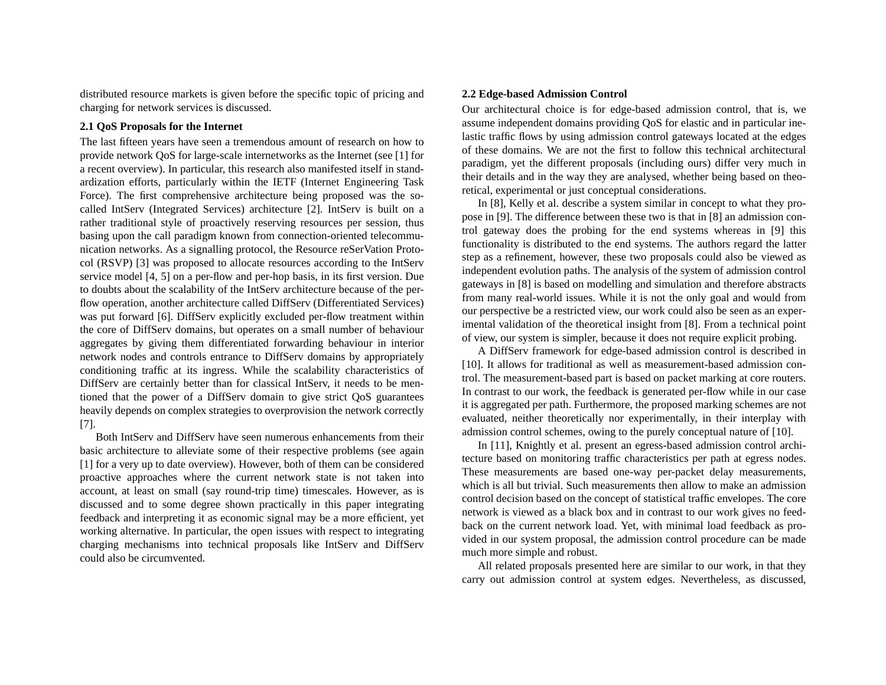distributed resource markets is given before the specific topic of pricing and charging for network services is discussed.

### 2.1 QoS Proposals for the Internet

The last fifteen years have seen a tremendous amount of research on how to provide network QoS for large-scale internetworks as the Internet (see [1] for a recent overview). In particular, this research also manifested itself in standardization efforts, particularly within the IETF (Internet Engineering Task Force). The first comprehensive architecture being proposed was the so-called IntServ (Integrated Services) architecture [2]. IntServ is built on a rather traditional style of proactively reserving resources per session, thus basing upon the call paradigm known from connection-oriented telecommunication networks. As a signalling protocol, the Resource reSerVation Protocol (RSVP) [3] was proposed to allocate resources according to the IntServ service model [4, 5] on a per-flow and per-hop basis, in its first version. Due to doubts about the scalability of the IntServ architecture because of the per-flow operation, another architecture called DiffServ (Differentiated Services) was put forward [6]. DiffServ explicitly excluded per-flow treatment within the core of DiffServ domains, but operates on a small number of behaviour aggregates by giving them differentiated forwarding behaviour in interior network nodes and controls entrance to DiffServ domains by appropriately conditioning traffic at its ingress. While the scalability characteristics of DiffServ are certainly better than for classical IntServ, it needs to be mentioned that the power of a DiffServ domain to give strict QoS guarantees heavily depends on complex strategies to overprovision the network correctly [7].

Both IntServ and DiffServ have seen numerous enhancements from their basic architecture to alleviate some of their respective problems (see again [1] for a very up to date overview). However, both of them can be considered proactive approaches where the current network state is not taken into account, at least on small (say round-trip time) timescales. However, as is discussed and to some degree shown practically in this paper integrating feedback and interpreting it as economic signal may be a more efficient, yet working alternative. In particular, the open issues with respect to integrating charging mechanisms into technical proposals like IntServ and DiffServ could also be circumvented.

### 2.2 Edge-based Admission Control

Our architectural choice is for edge-based admission control, that is, we assume independent domains providing QoS for elastic and in particular inelastic traffic flows by using admission control gateways located at the edges of these domains. We are not the first to follow this technical architectural paradigm, yet the different proposals (including ours) differ very much in their details and in the way they are analysed, whether being based on theoretical, experimental or just conceptual considerations.

In [8], Kelly et al. describe a system similar in concept to what they propose in [9]. The difference between these two is that in [8] an admission control gateway does the probing for the end systems whereas in [9] this functionality is distributed to the end systems. The authors regard the latter step as a refinement, however, these two proposals could also be viewed as independent evolution paths. The analysis of the system of admission control gateways in [8] is based on modelling and simulation and therefore abstracts from many real-world issues. While it is not the only goal and would from our perspective be a restricted view, our work could also be seen as an experimental validation of the theoretical insight from [8]. From a technical point of view, our system is simpler, because it does not require explicit probing.

A DiffServ framework for edge-based admission control is described in [10]. It allows for traditional as well as measurement-based admission control. The measurement-based part is based on packet marking at core routers. In contrast to our work, the feedback is generated per-flow while in our case it is aggregated per path. Furthermore, the proposed marking schemes are not evaluated, neither theoretically nor experimentally, in their interplay with admission control schemes, owing to the purely conceptual nature of [10].

In [11], Knightly et al. present an egress-based admission control architecture based on monitoring traffic characteristics per path at egress nodes. These measurements are based one-way per-packet delay measurements, which is all but trivial. Such measurements then allow to make an admission control decision based on the concept of statistical traffic envelopes. The core network is viewed as a black box and in contrast to our work gives no feedback on the current network load. Yet, with minimal load feedback as provided in our system proposal, the admission control procedure can be made much more simple and robust.

All related proposals presented here are similar to our work, in that they carry out admission control at system edges. Nevertheless, as discussed,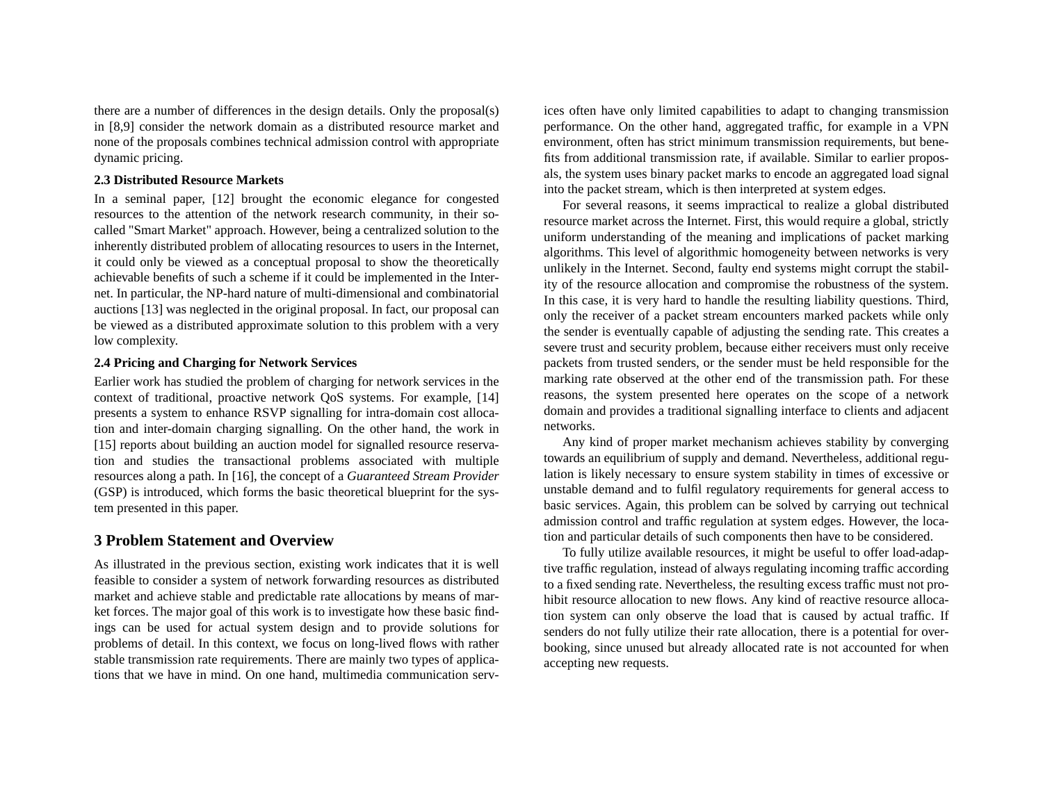there are a number of differences in the design details. Only the proposal(s) in [8,9] consider the network domain as a distributed resource market and none of the proposals combines technical admission control with appropriate dynamic pricing.

### 2.3 Distributed Resource Markets

In a seminal paper, [12] brought the economic elegance for congested resources to the attention of the network research community, in their so-called "Smart Market" approach. However, being a centralized solution to the inherently distributed problem of allocating resources to users in the Internet, it could only be viewed as a conceptual proposal to show the theoretically achievable benefits of such a scheme if it could be implemented in the Internet. In particular, the NP-hard nature of multi-dimensional and combinatorial auctions [13] was neglected in the original proposal. In fact, our proposal can be viewed as a distributed approximate solution to this problem with a very low complexity.

### 2.4 Pricing and Charging for Network Services

Earlier work has studied the problem of charging for network services in the context of traditional, proactive network QoS systems. For example, [14] presents a system to enhance RSVP signalling for intra-domain cost allocation and inter-domain charging signalling. On the other hand, the work in [15] reports about building an auction model for signalled resource reservation and studies the transactional problems associated with multiple resources along a path. In [16], the concept of a *Guaranteed Stream Provider* (GSP) is introduced, which forms the basic theoretical blueprint for the system presented in this paper.

## 3 Problem Statement and Overview

As illustrated in the previous section, existing work indicates that it is well feasible to consider a system of network forwarding resources as distributed market and achieve stable and predictable rate allocations by means of market forces. The major goal of this work is to investigate how these basic findings can be used for actual system design and to provide solutions for problems of detail. In this context, we focus on long-lived flows with rather stable transmission rate requirements. There are mainly two types of applications that we have in mind. On one hand, multimedia communication services often have only limited capabilities to adapt to changing transmission performance. On the other hand, aggregated traffic, for example in a VPN environment, often has strict minimum transmission requirements, but benefits from additional transmission rate, if available. Similar to earlier proposals, the system uses binary packet marks to encode an aggregated load signal into the packet stream, which is then interpreted at system edges.

For several reasons, it seems impractical to realize a global distributed resource market across the Internet. First, this would require a global, strictly uniform understanding of the meaning and implications of packet marking algorithms. This level of algorithmic homogeneity between networks is very unlikely in the Internet. Second, faulty end systems might corrupt the stability of the resource allocation and compromise the robustness of the system. In this case, it is very hard to handle the resulting liability questions. Third, only the receiver of a packet stream encounters marked packets while only the sender is eventually capable of adjusting the sending rate. This creates a severe trust and security problem, because either receivers must only receive packets from trusted senders, or the sender must be held responsible for the marking rate observed at the other end of the transmission path. For these reasons, the system presented here operates on the scope of a network domain and provides a traditional signalling interface to clients and adjacent networks.

Any kind of proper market mechanism achieves stability by converging towards an equilibrium of supply and demand. Nevertheless, additional regulation is likely necessary to ensure system stability in times of excessive or unstable demand and to fulfil regulatory requirements for general access to basic services. Again, this problem can be solved by carrying out technical admission control and traffic regulation at system edges. However, the location and particular details of such components then have to be considered.

To fully utilize available resources, it might be useful to offer load-adaptive traffic regulation, instead of always regulating incoming traffic according to a fixed sending rate. Nevertheless, the resulting excess traffic must not prohibit resource allocation to new flows. Any kind of reactive resource allocation system can only observe the load that is caused by actual traffic. If senders do not fully utilize their rate allocation, there is a potential for overbooking, since unused but already allocated rate is not accounted for when accepting new requests.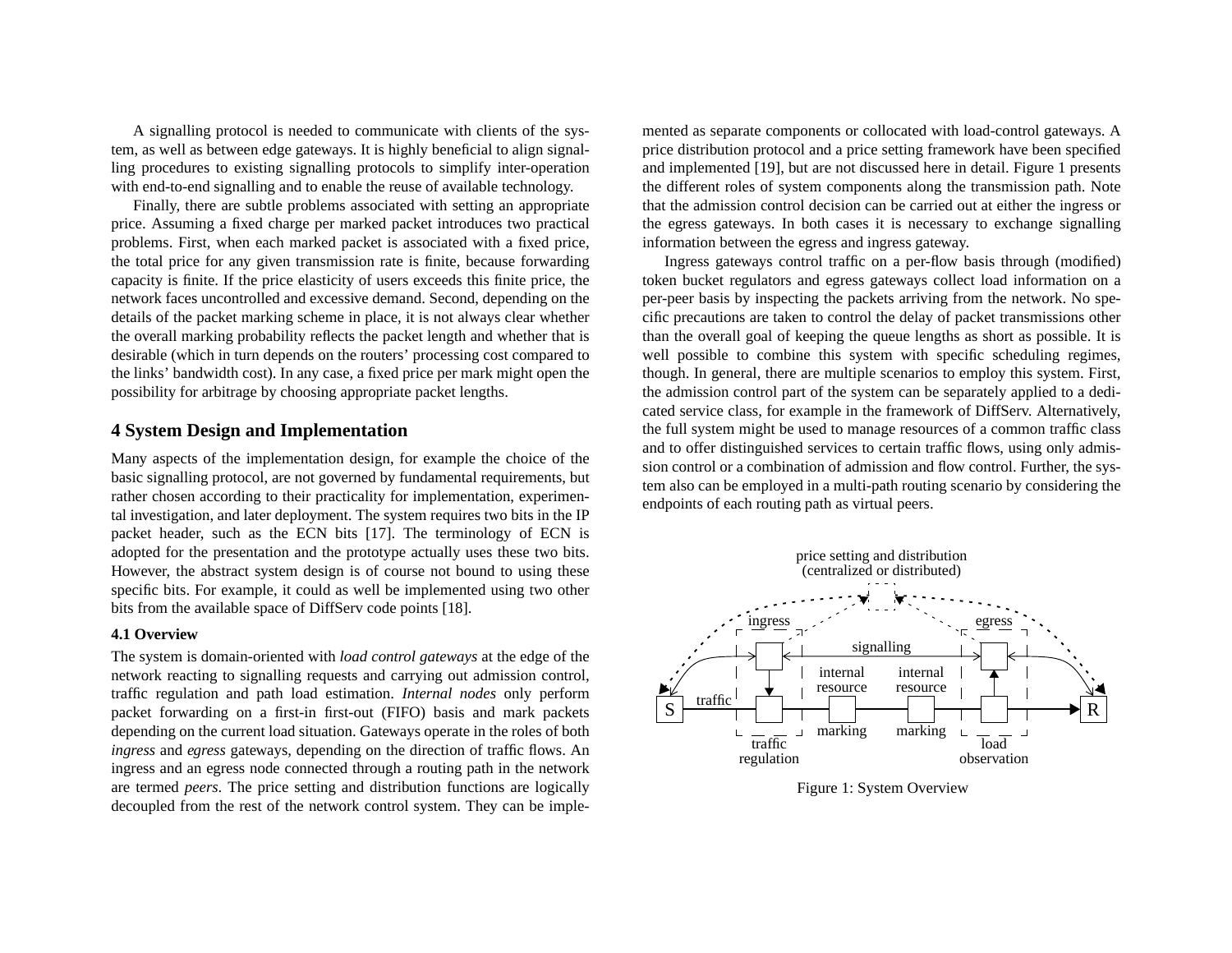A signalling protocol is needed to communicate with clients of the system, as well as between edge gateways. It is highly beneficial to align signalling procedures to existing signalling protocols to simplify inter-operation with end-to-end signalling and to enable the reuse of available technology.

Finally, there are subtle problems associated with setting an appropriate price. Assuming a fixed charge per marked packet introduces two practical problems. First, when each marked packet is associated with a fixed price, the total price for any given transmission rate is finite, because forwarding capacity is finite. If the price elasticity of users exceeds this finite price, the network faces uncontrolled and excessive demand. Second, depending on the details of the packet marking scheme in place, it is not always clear whether the overall marking probability reflects the packet length and whether that is desirable (which in turn depends on the routers' processing cost compared to the links' bandwidth cost). In any case, a fixed price per mark might open the possibility for arbitrage by choosing appropriate packet lengths.

## 4 System Design and Implementation

Many aspects of the implementation design, for example the choice of the basic signalling protocol, are not governed by fundamental requirements, but rather chosen according to their practicality for implementation, experimental investigation, and later deployment. The system requires two bits in the IP packet header, such as the ECN bits [17]. The terminology of ECN is adopted for the presentation and the prototype actually uses these two bits. However, the abstract system design is of course not bound to using these specific bits. For example, it could as well be implemented using two other bits from the available space of DiffServ code points [18].

### 4.1 Overview

The system is domain-oriented with *load control gateways* at the edge of the network reacting to signalling requests and carrying out admission control, traffic regulation and path load estimation. *Internal nodes* only perform packet forwarding on a first-in first-out (FIFO) basis and mark packets depending on the current load situation. Gateways operate in the roles of both *ingress* and *egress* gateways, depending on the direction of traffic flows. An ingress and an egress node connected through a routing path in the network are termed *peers*. The price setting and distribution functions are logically decoupled from the rest of the network control system. They can be implemented as separate components or collocated with load-control gateways. A price distribution protocol and a price setting framework have been specified and implemented [19], but are not discussed here in detail. Figure 1 presents the different roles of system components along the transmission path. Note that the admission control decision can be carried out at either the ingress or the egress gateways. In both cases it is necessary to exchange signalling information between the egress and ingress gateway.

Ingress gateways control traffic on a per-flow basis through (modified) token bucket regulators and egress gateways collect load information on a per-peer basis by inspecting the packets arriving from the network. No specific precautions are taken to control the delay of packet transmissions other than the overall goal of keeping the queue lengths as short as possible. It is well possible to combine this system with specific scheduling regimes, though. In general, there are multiple scenarios to employ this system. First, the admission control part of the system can be separately applied to a dedicated service class, for example in the framework of DiffServ. Alternatively, the full system might be used to manage resources of a common traffic class and to offer distinguished services to certain traffic flows, using only admission control or a combination of admission and flow control. Further, the system also can be employed in a multi-path routing scenario by considering the endpoints of each routing path as virtual peers.

Figure 1: System Overview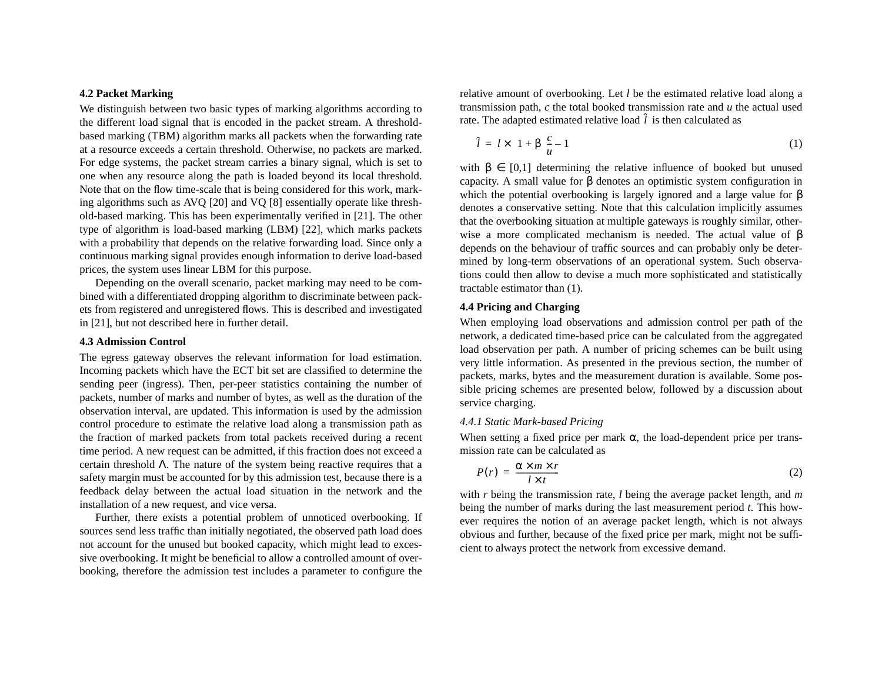### 4.2 Packet Marking

We distinguish between two basic types of marking algorithms according to the different load signal that is encoded in the packet stream. A threshold-based marking (TBM) algorithm marks all packets when the forwarding rate at a resource exceeds a certain threshold. Otherwise, no packets are marked. For edge systems, the packet stream carries a binary signal, which is set to one when any resource along the path is loaded beyond its local threshold. Note that on the flow time-scale that is being considered for this work, marking algorithms such as AVQ [20] and VQ [8] essentially operate like threshold-based marking. This has been experimentally verified in [21]. The other type of algorithm is load-based marking (LBM) [22], which marks packets with a probability that depends on the relative forwarding load. Since only a continuous marking signal provides enough information to derive load-based prices, the system uses linear LBM for this purpose.

Depending on the overall scenario, packet marking may need to be combined with a differentiated dropping algorithm to discriminate between packets from registered and unregistered flows. This is described and investigated in [21], but not described here in further detail.

### 4.3 Admission Control

The egress gateway observes the relevant information for load estimation. Incoming packets which have the ECT bit set are classified to determine the sending peer (ingress). Then, per-peer statistics containing the number of packets, number of marks and number of bytes, as well as the duration of the observation interval, are updated. This information is used by the admission control procedure to estimate the relative load along a transmission path as the fraction of marked packets from total packets received during a recent time period. A new request can be admitted, if this fraction does not exceed a certain threshold $\Lambda$. The nature of the system being reactive requires that a safety margin must be accounted for by this admission test, because there is a feedback delay between the actual load situation in the network and the installation of a new request, and vice versa.

Further, there exists a potential problem of unnoticed overbooking. If sources send less traffic than initially negotiated, the observed path load does not account for the unused but booked capacity, which might lead to excessive overbooking. It might be beneficial to allow a controlled amount of overbooking, therefore the admission test includes a parameter to configure the relative amount of overbooking. Let $l$ be the estimated relative load along a transmission path, $c$ the total booked transmission rate and $u$ the actual used rate. The adapted estimated relative load $\hat{l}$ is then calculated as

$$\hat{l} = l \times \left(1 + \beta\left(\frac{c}{u} - 1\right)\right) \tag{1}$$

with $\beta \in [0,1]$ determining the relative influence of booked but unused capacity. A small value for $\beta$ denotes an optimistic system configuration in which the potential overbooking is largely ignored and a large value for $\beta$ denotes a conservative setting. Note that this calculation implicitly assumes that the overbooking situation at multiple gateways is roughly similar, otherwise a more complicated mechanism is needed. The actual value of $\beta$ depends on the behaviour of traffic sources and can probably only be determined by long-term observations of an operational system. Such observations could then allow to devise a much more sophisticated and statistically tractable estimator than (1).

### 4.4 Pricing and Charging

When employing load observations and admission control per path of the network, a dedicated time-based price can be calculated from the aggregated load observation per path. A number of pricing schemes can be built using very little information. As presented in the previous section, the number of packets, marks, bytes and the measurement duration is available. Some possible pricing schemes are presented below, followed by a discussion about service charging.

#### *4.4.1 Static Mark-based Pricing*

When setting a fixed price per mark $\alpha$, the load-dependent price per transmission rate can be calculated as

$$P(r) = \frac{\alpha \times m \times r}{l \times t} \tag{2}$$

with $r$ being the transmission rate, $l$ being the average packet length, and $m$ being the number of marks during the last measurement period $t$. This however requires the notion of an average packet length, which is not always obvious and further, because of the fixed price per mark, might not be sufficient to always protect the network from excessive demand.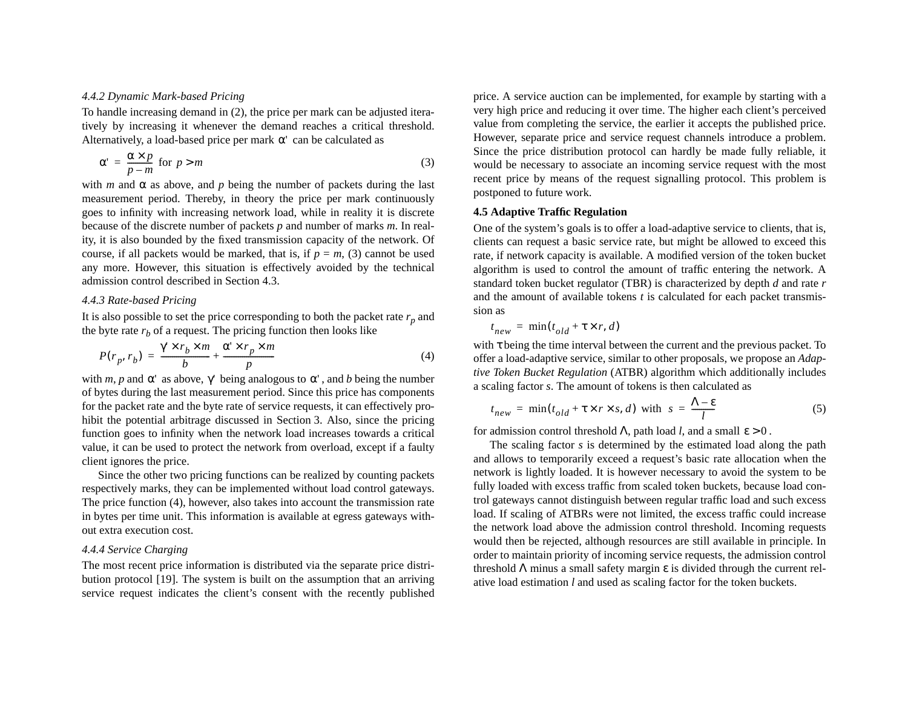#### 4.4.2 Dynamic Mark-based Pricing

To handle increasing demand in (2), the price per mark can be adjusted iteratively by increasing it whenever the demand reaches a critical threshold. Alternatively, a load-based price per mark $\alpha'$ can be calculated as

$$\alpha' = \frac{\alpha \times p}{p - m} \text{ for } p > m \tag{3}$$

with $m$ and $\alpha$ as above, and $p$ being the number of packets during the last measurement period. Thereby, in theory the price per mark continuously goes to infinity with increasing network load, while in reality it is discrete because of the discrete number of packets $p$ and number of marks $m$. In reality, it is also bounded by the fixed transmission capacity of the network. Of course, if all packets would be marked, that is, if $p = m$, (3) cannot be used any more. However, this situation is effectively avoided by the technical admission control described in Section 4.3.

#### 4.4.3 Rate-based Pricing

It is also possible to set the price corresponding to both the packet rate $r_p$ and the byte rate $r_b$ of a request. The pricing function then looks like

$$P(r_p, r_b) = \frac{\gamma' \times r_b \times m}{b} + \frac{\alpha' \times r_p \times m}{p} \tag{4}$$

with $m$, $p$ and $\alpha'$ as above, $\gamma'$ being analogous to $\alpha'$, and $b$ being the number of bytes during the last measurement period. Since this price has components for the packet rate and the byte rate of service requests, it can effectively prohibit the potential arbitrage discussed in Section 3. Also, since the pricing function goes to infinity when the network load increases towards a critical value, it can be used to protect the network from overload, except if a faulty client ignores the price.

Since the other two pricing functions can be realized by counting packets respectively marks, they can be implemented without load control gateways. The price function (4), however, also takes into account the transmission rate in bytes per time unit. This information is available at egress gateways without extra execution cost.

#### 4.4.4 Service Charging

The most recent price information is distributed via the separate price distribution protocol [19]. The system is built on the assumption that an arriving service request indicates the client's consent with the recently published price. A service auction can be implemented, for example by starting with a very high price and reducing it over time. The higher each client's perceived value from completing the service, the earlier it accepts the published price. However, separate price and service request channels introduce a problem. Since the price distribution protocol can hardly be made fully reliable, it would be necessary to associate an incoming service request with the most recent price by means of the request signalling protocol. This problem is postponed to future work.

### 4.5 Adaptive Traffic Regulation

One of the system's goals is to offer a load-adaptive service to clients, that is, clients can request a basic service rate, but might be allowed to exceed this rate, if network capacity is available. A modified version of the token bucket algorithm is used to control the amount of traffic entering the network. A standard token bucket regulator (TBR) is characterized by depth $d$ and rate $r$ and the amount of available tokens $t$ is calculated for each packet transmission as

$$t_{new} = \min(t_{old} + \tau \times r, d)$$

with $\tau$ being the time interval between the current and the previous packet. To offer a load-adaptive service, similar to other proposals, we propose an *Adaptive Token Bucket Regulation* (ATBR) algorithm which additionally includes a scaling factor $s$. The amount of tokens is then calculated as

$$t_{new} = \min(t_{old} + \tau \times r \times s, d) \text{ with } s = \frac{\Lambda - \varepsilon}{l} \tag{5}$$

for admission control threshold $\Lambda$, path load $l$, and a small $\varepsilon > 0$.

The scaling factor $s$ is determined by the estimated load along the path and allows to temporarily exceed a request's basic rate allocation when the network is lightly loaded. It is however necessary to avoid the system to be fully loaded with excess traffic from scaled token buckets, because load control gateways cannot distinguish between regular traffic load and such excess load. If scaling of ATBRs were not limited, the excess traffic could increase the network load above the admission control threshold. Incoming requests would then be rejected, although resources are still available in principle. In order to maintain priority of incoming service requests, the admission control threshold $\Lambda$ minus a small safety margin $\varepsilon$ is divided through the current relative load estimation $l$ and used as scaling factor for the token buckets.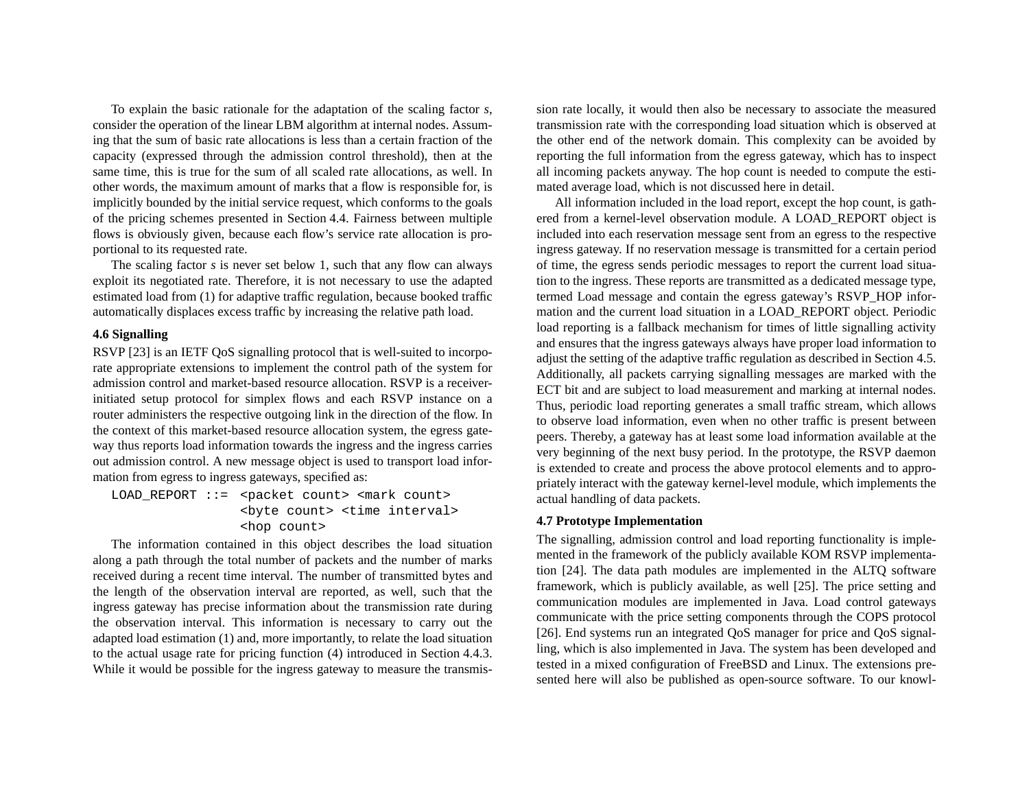To explain the basic rationale for the adaptation of the scaling factor *s*, consider the operation of the linear LBM algorithm at internal nodes. Assuming that the sum of basic rate allocations is less than a certain fraction of the capacity (expressed through the admission control threshold), then at the same time, this is true for the sum of all scaled rate allocations, as well. In other words, the maximum amount of marks that a flow is responsible for, is implicitly bounded by the initial service request, which conforms to the goals of the pricing schemes presented in Section 4.4. Fairness between multiple flows is obviously given, because each flow's service rate allocation is proportional to its requested rate.

The scaling factor *s* is never set below 1, such that any flow can always exploit its negotiated rate. Therefore, it is not necessary to use the adapted estimated load from (1) for adaptive traffic regulation, because booked traffic automatically displaces excess traffic by increasing the relative path load.

### 4.6 Signalling

RSVP [23] is an IETF QoS signalling protocol that is well-suited to incorporate appropriate extensions to implement the control path of the system for admission control and market-based resource allocation. RSVP is a receiver-initiated setup protocol for simplex flows and each RSVP instance on a router administers the respective outgoing link in the direction of the flow. In the context of this market-based resource allocation system, the egress gateway thus reports load information towards the ingress and the ingress carries out admission control. A new message object is used to transport load information from egress to ingress gateways, specified as:

```
LOAD_REPORT ::=  <packet count> <mark count>
                 <byte count> <time interval>
                 <hop count>
```

The information contained in this object describes the load situation along a path through the total number of packets and the number of marks received during a recent time interval. The number of transmitted bytes and the length of the observation interval are reported, as well, such that the ingress gateway has precise information about the transmission rate during the observation interval. This information is necessary to carry out the adapted load estimation (1) and, more importantly, to relate the load situation to the actual usage rate for pricing function (4) introduced in Section 4.4.3. While it would be possible for the ingress gateway to measure the transmission rate locally, it would then also be necessary to associate the measured transmission rate with the corresponding load situation which is observed at the other end of the network domain. This complexity can be avoided by reporting the full information from the egress gateway, which has to inspect all incoming packets anyway. The hop count is needed to compute the estimated average load, which is not discussed here in detail.

All information included in the load report, except the hop count, is gathered from a kernel-level observation module. A LOAD_REPORT object is included into each reservation message sent from an egress to the respective ingress gateway. If no reservation message is transmitted for a certain period of time, the egress sends periodic messages to report the current load situation to the ingress. These reports are transmitted as a dedicated message type, termed Load message and contain the egress gateway's RSVP_HOP information and the current load situation in a LOAD_REPORT object. Periodic load reporting is a fallback mechanism for times of little signalling activity and ensures that the ingress gateways always have proper load information to adjust the setting of the adaptive traffic regulation as described in Section 4.5. Additionally, all packets carrying signalling messages are marked with the ECT bit and are subject to load measurement and marking at internal nodes. Thus, periodic load reporting generates a small traffic stream, which allows to observe load information, even when no other traffic is present between peers. Thereby, a gateway has at least some load information available at the very beginning of the next busy period. In the prototype, the RSVP daemon is extended to create and process the above protocol elements and to appropriately interact with the gateway kernel-level module, which implements the actual handling of data packets.

### 4.7 Prototype Implementation

The signalling, admission control and load reporting functionality is implemented in the framework of the publicly available KOM RSVP implementation [24]. The data path modules are implemented in the ALTQ software framework, which is publicly available, as well [25]. The price setting and communication modules are implemented in Java. Load control gateways communicate with the price setting components through the COPS protocol [26]. End systems run an integrated QoS manager for price and QoS signalling, which is also implemented in Java. The system has been developed and tested in a mixed configuration of FreeBSD and Linux. The extensions presented here will also be published as open-source software. To our knowl-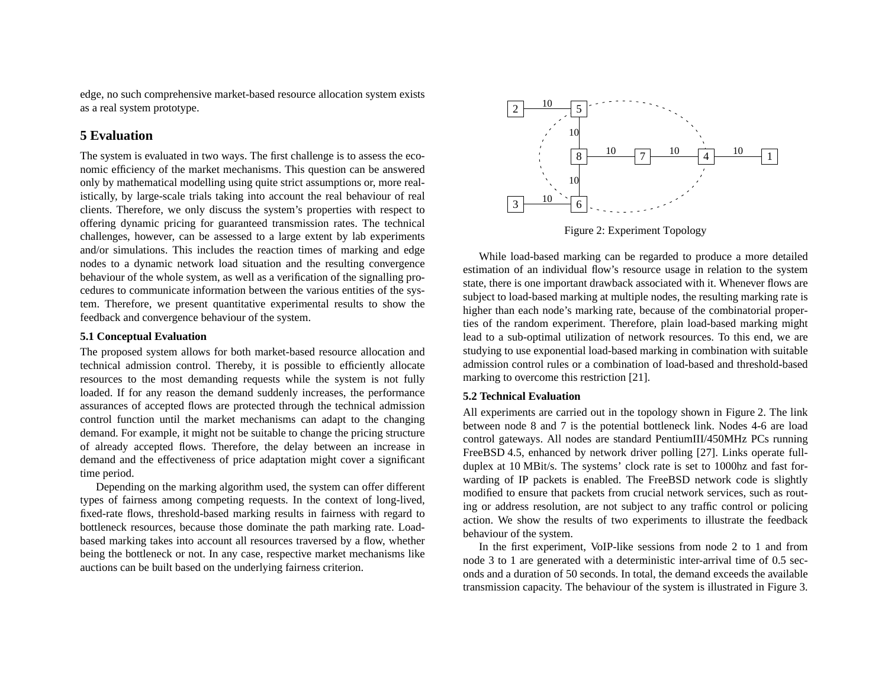edge, no such comprehensive market-based resource allocation system exists as a real system prototype.

# 5 Evaluation

The system is evaluated in two ways. The first challenge is to assess the economic efficiency of the market mechanisms. This question can be answered only by mathematical modelling using quite strict assumptions or, more realistically, by large-scale trials taking into account the real behaviour of real clients. Therefore, we only discuss the system's properties with respect to offering dynamic pricing for guaranteed transmission rates. The technical challenges, however, can be assessed to a large extent by lab experiments and/or simulations. This includes the reaction times of marking and edge nodes to a dynamic network load situation and the resulting convergence behaviour of the whole system, as well as a verification of the signalling procedures to communicate information between the various entities of the system. Therefore, we present quantitative experimental results to show the feedback and convergence behaviour of the system.

## 5.1 Conceptual Evaluation

The proposed system allows for both market-based resource allocation and technical admission control. Thereby, it is possible to efficiently allocate resources to the most demanding requests while the system is not fully loaded. If for any reason the demand suddenly increases, the performance assurances of accepted flows are protected through the technical admission control function until the market mechanisms can adapt to the changing demand. For example, it might not be suitable to change the pricing structure of already accepted flows. Therefore, the delay between an increase in demand and the effectiveness of price adaptation might cover a significant time period.

Depending on the marking algorithm used, the system can offer different types of fairness among competing requests. In the context of long-lived, fixed-rate flows, threshold-based marking results in fairness with regard to bottleneck resources, because those dominate the path marking rate. Load-based marking takes into account all resources traversed by a flow, whether being the bottleneck or not. In any case, respective market mechanisms like auctions can be built based on the underlying fairness criterion.

Figure 2: Experiment Topology

While load-based marking can be regarded to produce a more detailed estimation of an individual flow's resource usage in relation to the system state, there is one important drawback associated with it. Whenever flows are subject to load-based marking at multiple nodes, the resulting marking rate is higher than each node's marking rate, because of the combinatorial properties of the random experiment. Therefore, plain load-based marking might lead to a sub-optimal utilization of network resources. To this end, we are studying to use exponential load-based marking in combination with suitable admission control rules or a combination of load-based and threshold-based marking to overcome this restriction [21].

## 5.2 Technical Evaluation

All experiments are carried out in the topology shown in Figure 2. The link between node 8 and 7 is the potential bottleneck link. Nodes 4-6 are load control gateways. All nodes are standard PentiumIII/450MHz PCs running FreeBSD 4.5, enhanced by network driver polling [27]. Links operate full-duplex at 10 MBit/s. The systems' clock rate is set to 1000hz and fast forwarding of IP packets is enabled. The FreeBSD network code is slightly modified to ensure that packets from crucial network services, such as routing or address resolution, are not subject to any traffic control or policing action. We show the results of two experiments to illustrate the feedback behaviour of the system.

In the first experiment, VoIP-like sessions from node 2 to 1 and from node 3 to 1 are generated with a deterministic inter-arrival time of 0.5 seconds and a duration of 50 seconds. In total, the demand exceeds the available transmission capacity. The behaviour of the system is illustrated in Figure 3.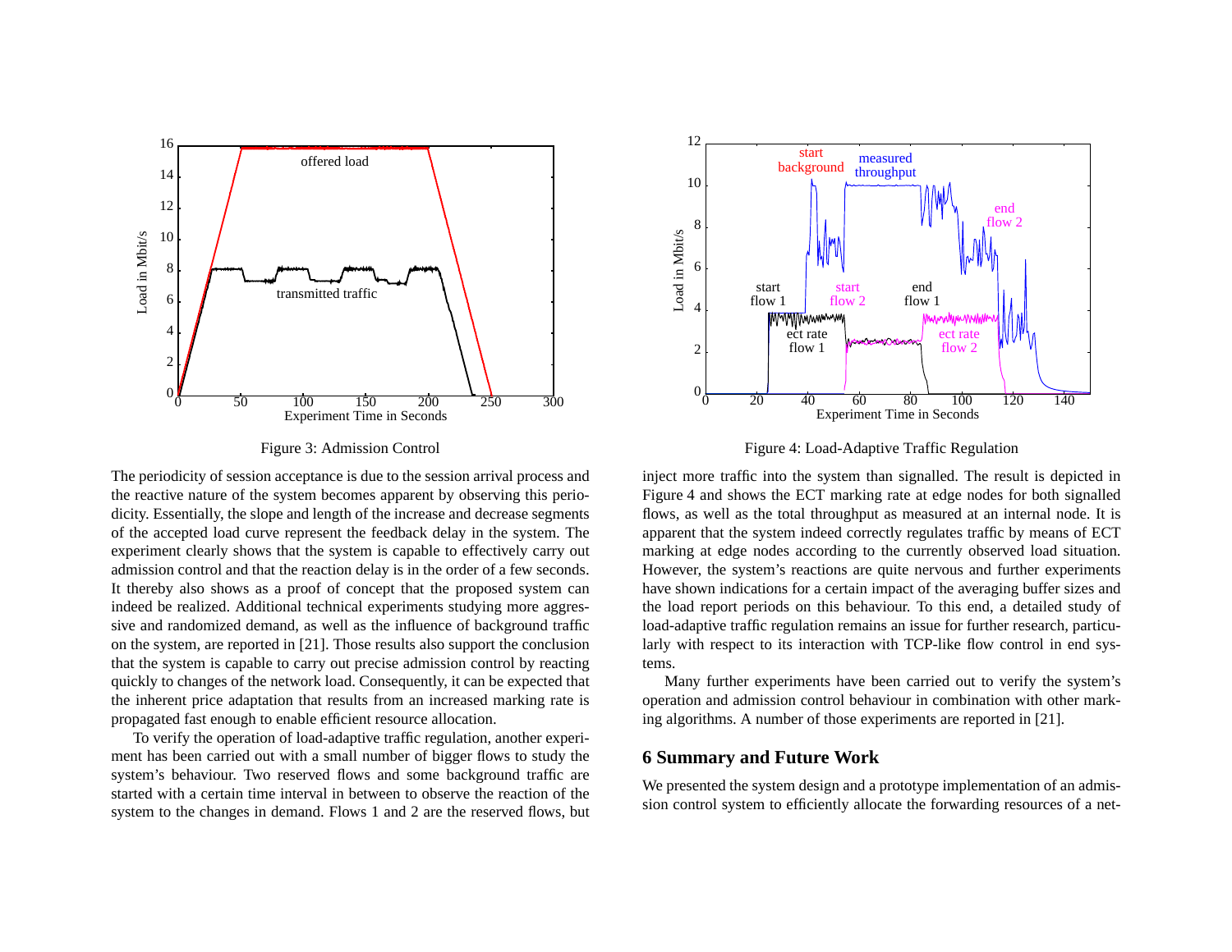Figure 3: Admission Control

Figure 4: Load-Adaptive Traffic Regulation

The periodicity of session acceptance is due to the session arrival process and the reactive nature of the system becomes apparent by observing this periodicity. Essentially, the slope and length of the increase and decrease segments of the accepted load curve represent the feedback delay in the system. The experiment clearly shows that the system is capable to effectively carry out admission control and that the reaction delay is in the order of a few seconds. It thereby also shows as a proof of concept that the proposed system can indeed be realized. Additional technical experiments studying more aggressive and randomized demand, as well as the influence of background traffic on the system, are reported in [21]. Those results also support the conclusion that the system is capable to carry out precise admission control by reacting quickly to changes of the network load. Consequently, it can be expected that the inherent price adaptation that results from an increased marking rate is propagated fast enough to enable efficient resource allocation.

To verify the operation of load-adaptive traffic regulation, another experiment has been carried out with a small number of bigger flows to study the system's behaviour. Two reserved flows and some background traffic are started with a certain time interval in between to observe the reaction of the system to the changes in demand. Flows 1 and 2 are the reserved flows, but inject more traffic into the system than signalled. The result is depicted in Figure 4 and shows the ECT marking rate at edge nodes for both signalled flows, as well as the total throughput as measured at an internal node. It is apparent that the system indeed correctly regulates traffic by means of ECT marking at edge nodes according to the currently observed load situation. However, the system's reactions are quite nervous and further experiments have shown indications for a certain impact of the averaging buffer sizes and the load report periods on this behaviour. To this end, a detailed study of load-adaptive traffic regulation remains an issue for further research, particularly with respect to its interaction with TCP-like flow control in end systems.

Many further experiments have been carried out to verify the system's operation and admission control behaviour in combination with other marking algorithms. A number of those experiments are reported in [21].

## 6 Summary and Future Work

We presented the system design and a prototype implementation of an admission control system to efficiently allocate the forwarding resources of a net-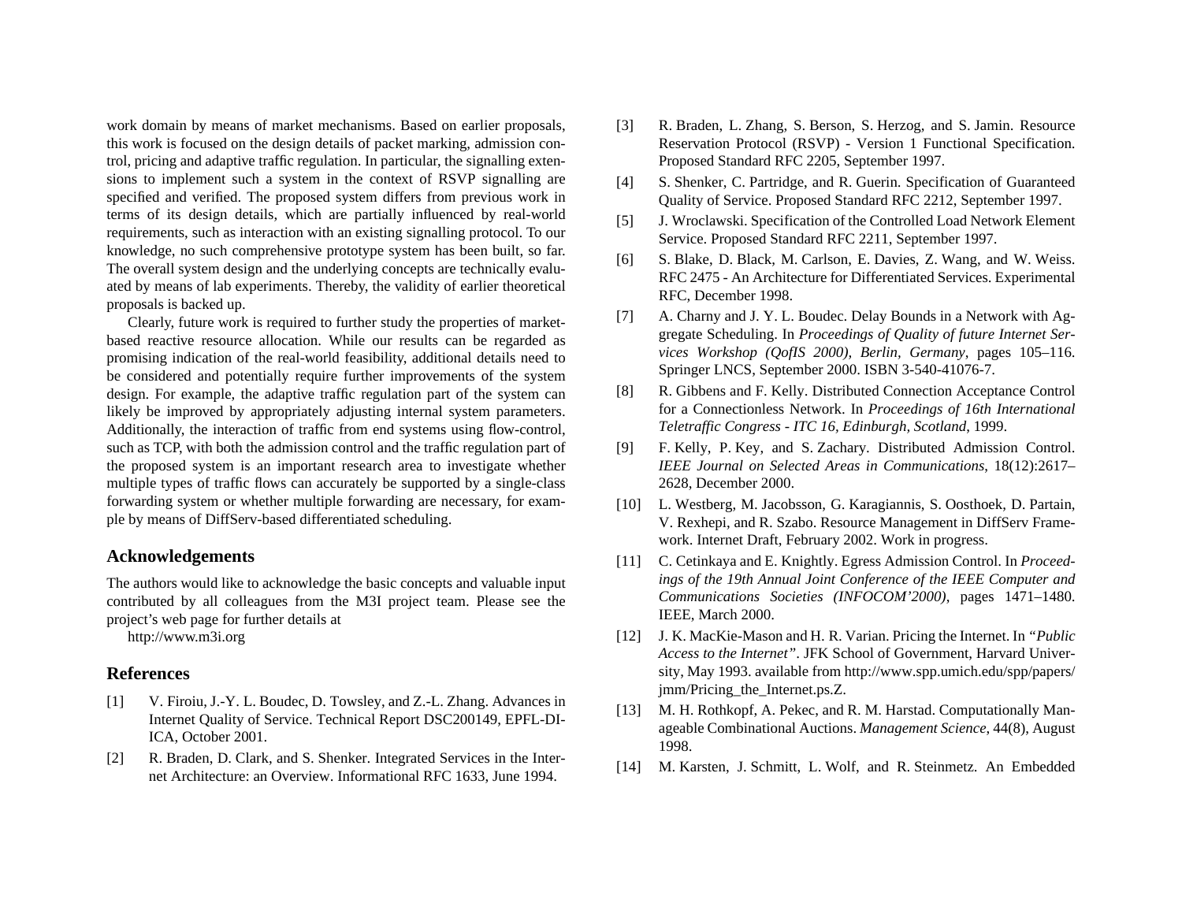work domain by means of market mechanisms. Based on earlier proposals, this work is focused on the design details of packet marking, admission control, pricing and adaptive traffic regulation. In particular, the signalling extensions to implement such a system in the context of RSVP signalling are specified and verified. The proposed system differs from previous work in terms of its design details, which are partially influenced by real-world requirements, such as interaction with an existing signalling protocol. To our knowledge, no such comprehensive prototype system has been built, so far. The overall system design and the underlying concepts are technically evaluated by means of lab experiments. Thereby, the validity of earlier theoretical proposals is backed up.

Clearly, future work is required to further study the properties of market-based reactive resource allocation. While our results can be regarded as promising indication of the real-world feasibility, additional details need to be considered and potentially require further improvements of the system design. For example, the adaptive traffic regulation part of the system can likely be improved by appropriately adjusting internal system parameters. Additionally, the interaction of traffic from end systems using flow-control, such as TCP, with both the admission control and the traffic regulation part of the proposed system is an important research area to investigate whether multiple types of traffic flows can accurately be supported by a single-class forwarding system or whether multiple forwarding are necessary, for example by means of DiffServ-based differentiated scheduling.

## Acknowledgements

The authors would like to acknowledge the basic concepts and valuable input contributed by all colleagues from the M3I project team. Please see the project's web page for further details at
http://www.m3i.org

## References

[1] V. Firoiu, J.-Y. L. Boudec, D. Towsley, and Z.-L. Zhang. Advances in Internet Quality of Service. Technical Report DSC200149, EPFL-DI-ICA, October 2001.

[2] R. Braden, D. Clark, and S. Shenker. Integrated Services in the Internet Architecture: an Overview. Informational RFC 1633, June 1994.

[3] R. Braden, L. Zhang, S. Berson, S. Herzog, and S. Jamin. Resource Reservation Protocol (RSVP) - Version 1 Functional Specification. Proposed Standard RFC 2205, September 1997.

[4] S. Shenker, C. Partridge, and R. Guerin. Specification of Guaranteed Quality of Service. Proposed Standard RFC 2212, September 1997.

[5] J. Wroclawski. Specification of the Controlled Load Network Element Service. Proposed Standard RFC 2211, September 1997.

[6] S. Blake, D. Black, M. Carlson, E. Davies, Z. Wang, and W. Weiss. RFC 2475 - An Architecture for Differentiated Services. Experimental RFC, December 1998.

[7] A. Charny and J. Y. L. Boudec. Delay Bounds in a Network with Aggregate Scheduling. In *Proceedings of Quality of future Internet Services Workshop (QofIS 2000), Berlin, Germany*, pages 105–116. Springer LNCS, September 2000. ISBN 3-540-41076-7.

[8] R. Gibbens and F. Kelly. Distributed Connection Acceptance Control for a Connectionless Network. In *Proceedings of 16th International Teletraffic Congress - ITC 16, Edinburgh, Scotland*, 1999.

[9] F. Kelly, P. Key, and S. Zachary. Distributed Admission Control. *IEEE Journal on Selected Areas in Communications*, 18(12):2617–2628, December 2000.

[10] L. Westberg, M. Jacobsson, G. Karagiannis, S. Oosthoek, D. Partain, V. Rexhepi, and R. Szabo. Resource Management in DiffServ Framework. Internet Draft, February 2002. Work in progress.

[11] C. Cetinkaya and E. Knightly. Egress Admission Control. In *Proceedings of the 19th Annual Joint Conference of the IEEE Computer and Communications Societies (INFOCOM'2000)*, pages 1471–1480. IEEE, March 2000.

[12] J. K. MacKie-Mason and H. R. Varian. Pricing the Internet. In *"Public Access to the Internet"*. JFK School of Government, Harvard University, May 1993. available from http://www.spp.umich.edu/spp/papers/jmm/Pricing_the_Internet.ps.Z.

[13] M. H. Rothkopf, A. Pekec, and R. M. Harstad. Computationally Manageable Combinational Auctions. *Management Science*, 44(8), August 1998.

[14] M. Karsten, J. Schmitt, L. Wolf, and R. Steinmetz. An Embedded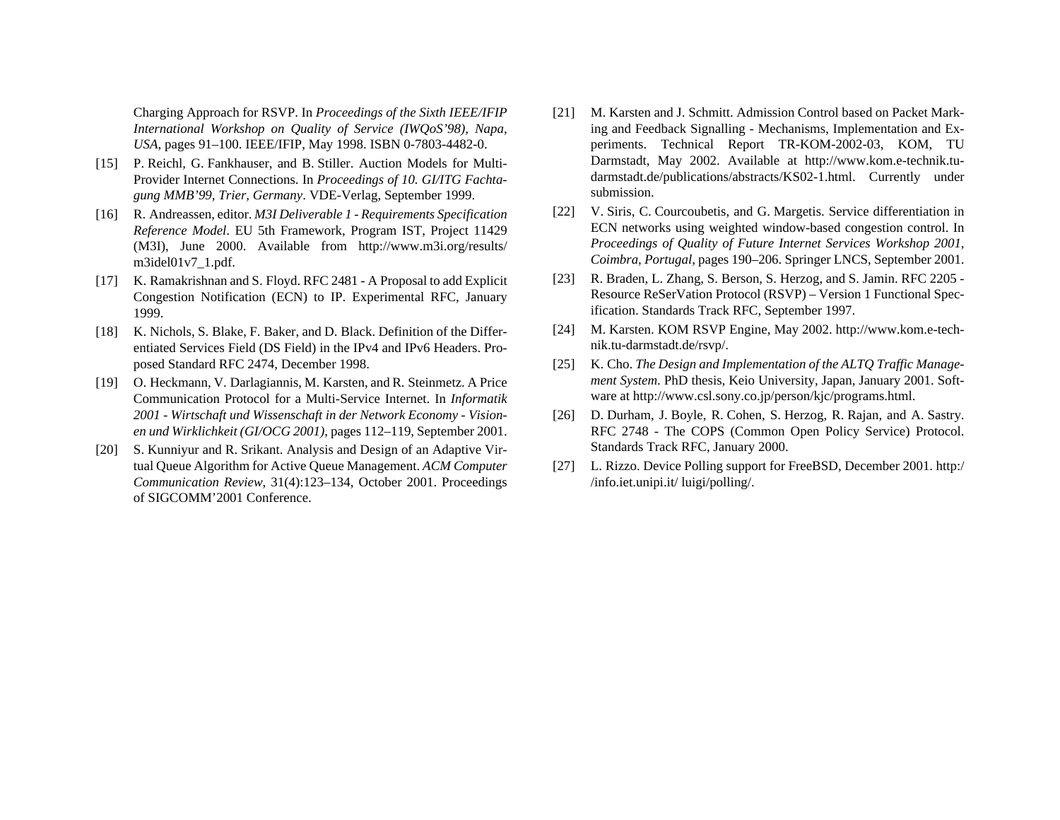Charging Approach for RSVP. In *Proceedings of the Sixth IEEE/IFIP International Workshop on Quality of Service (IWQoS'98), Napa, USA*, pages 91–100. IEEE/IFIP, May 1998. ISBN 0-7803-4482-0.

[15] P. Reichl, G. Fankhauser, and B. Stiller. Auction Models for Multi-Provider Internet Connections. In *Proceedings of 10. GI/ITG Fachtagung MMB'99, Trier, Germany*. VDE-Verlag, September 1999.

[16] R. Andreassen, editor. *M3I Deliverable 1 - Requirements Specification Reference Model*. EU 5th Framework, Program IST, Project 11429 (M3I), June 2000. Available from http://www.m3i.org/results/m3idel01v7_1.pdf.

[17] K. Ramakrishnan and S. Floyd. RFC 2481 - A Proposal to add Explicit Congestion Notification (ECN) to IP. Experimental RFC, January 1999.

[18] K. Nichols, S. Blake, F. Baker, and D. Black. Definition of the Differentiated Services Field (DS Field) in the IPv4 and IPv6 Headers. Proposed Standard RFC 2474, December 1998.

[19] O. Heckmann, V. Darlagiannis, M. Karsten, and R. Steinmetz. A Price Communication Protocol for a Multi-Service Internet. In *Informatik 2001 - Wirtschaft und Wissenschaft in der Network Economy - Visionen und Wirklichkeit (GI/OCG 2001)*, pages 112–119, September 2001.

[20] S. Kunniyur and R. Srikant. Analysis and Design of an Adaptive Virtual Queue Algorithm for Active Queue Management. *ACM Computer Communication Review*, 31(4):123–134, October 2001. Proceedings of SIGCOMM'2001 Conference.

[21] M. Karsten and J. Schmitt. Admission Control based on Packet Marking and Feedback Signalling - Mechanisms, Implementation and Experiments. Technical Report TR-KOM-2002-03, KOM, TU Darmstadt, May 2002. Available at http://www.kom.e-technik.tu-darmstadt.de/publications/abstracts/KS02-1.html. Currently under submission.

[22] V. Siris, C. Courcoubetis, and G. Margetis. Service differentiation in ECN networks using weighted window-based congestion control. In *Proceedings of Quality of Future Internet Services Workshop 2001, Coimbra, Portugal*, pages 190–206. Springer LNCS, September 2001.

[23] R. Braden, L. Zhang, S. Berson, S. Herzog, and S. Jamin. RFC 2205 - Resource ReSerVation Protocol (RSVP) – Version 1 Functional Specification. Standards Track RFC, September 1997.

[24] M. Karsten. KOM RSVP Engine, May 2002. http://www.kom.e-technik.tu-darmstadt.de/rsvp/.

[25] K. Cho. *The Design and Implementation of the ALTQ Traffic Management System*. PhD thesis, Keio University, Japan, January 2001. Software at http://www.csl.sony.co.jp/person/kjc/programs.html.

[26] D. Durham, J. Boyle, R. Cohen, S. Herzog, R. Rajan, and A. Sastry. RFC 2748 - The COPS (Common Open Policy Service) Protocol. Standards Track RFC, January 2000.

[27] L. Rizzo. Device Polling support for FreeBSD, December 2001. http://info.iet.unipi.it/ luigi/polling/.